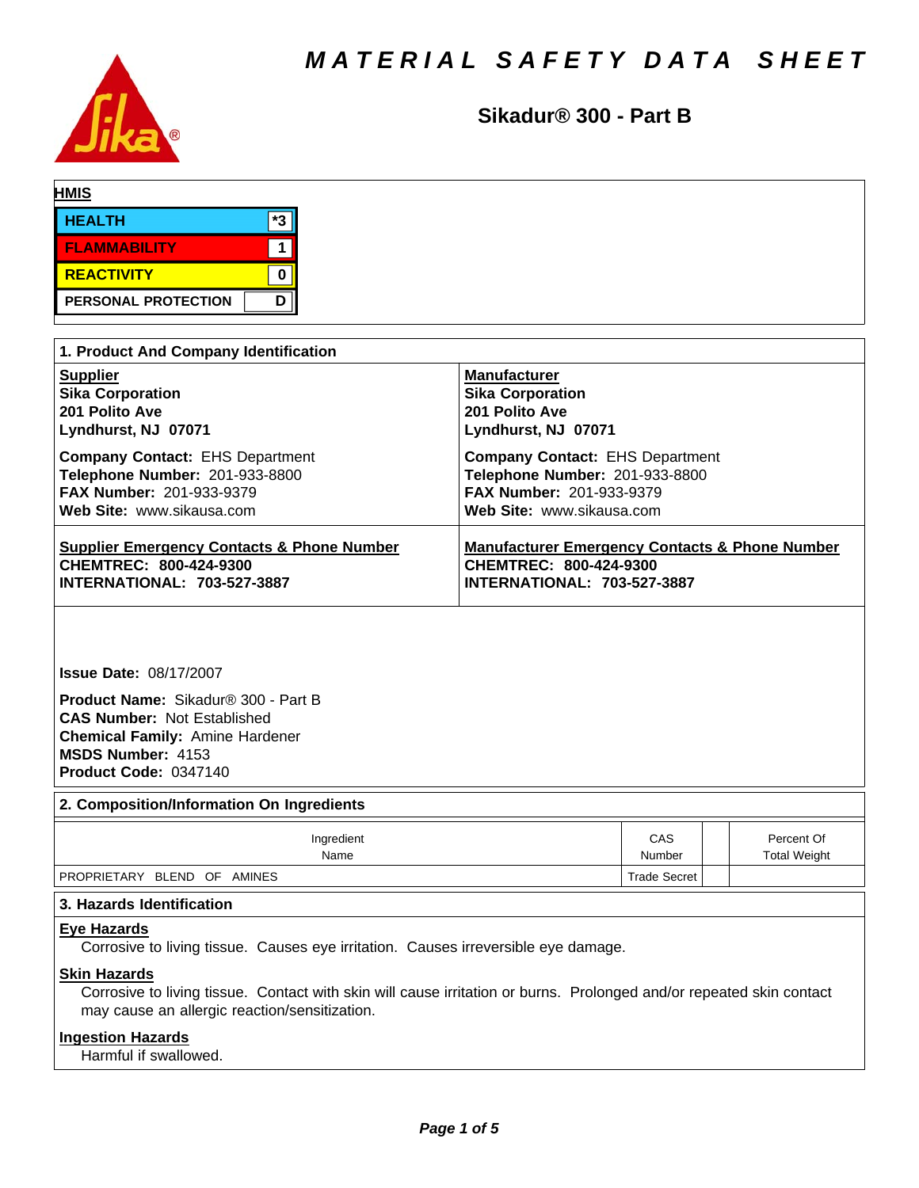# MATERIAL SAFETY DATA SHEET

## Sikadur® 300 - Part B

**HMIS**

| | |
|---|---|
| HEALTH | *3 |
| FLAMMABILITY | 1 |
| REACTIVITY | 0 |
| PERSONAL PROTECTION | D |

## 1. Product And Company Identification

**Supplier**
**Sika Corporation**
**201 Polito Ave**
**Lyndhurst, NJ 07071**

**Company Contact:** EHS Department
**Telephone Number:** 201-933-8800
**FAX Number:** 201-933-9379
**Web Site:** www.sikausa.com

**Manufacturer**
**Sika Corporation**
**201 Polito Ave**
**Lyndhurst, NJ 07071**

**Company Contact:** EHS Department
**Telephone Number:** 201-933-8800
**FAX Number:** 201-933-9379
**Web Site:** www.sikausa.com

**Supplier Emergency Contacts & Phone Number**
**CHEMTREC: 800-424-9300**
**INTERNATIONAL: 703-527-3887**

**Manufacturer Emergency Contacts & Phone Number**
**CHEMTREC: 800-424-9300**
**INTERNATIONAL: 703-527-3887**

**Issue Date:** 08/17/2007

**Product Name:** Sikadur® 300 - Part B
**CAS Number:** Not Established
**Chemical Family:** Amine Hardener
**MSDS Number:** 4153
**Product Code:** 0347140

## 2. Composition/Information On Ingredients

| Ingredient Name | CAS Number | | Percent Of Total Weight |
|---|---|---|---|
| PROPRIETARY BLEND OF AMINES | Trade Secret | | |

## 3. Hazards Identification

**Eye Hazards**

Corrosive to living tissue. Causes eye irritation. Causes irreversible eye damage.

**Skin Hazards**

Corrosive to living tissue. Contact with skin will cause irritation or burns. Prolonged and/or repeated skin contact may cause an allergic reaction/sensitization.

**Ingestion Hazards**

Harmful if swallowed.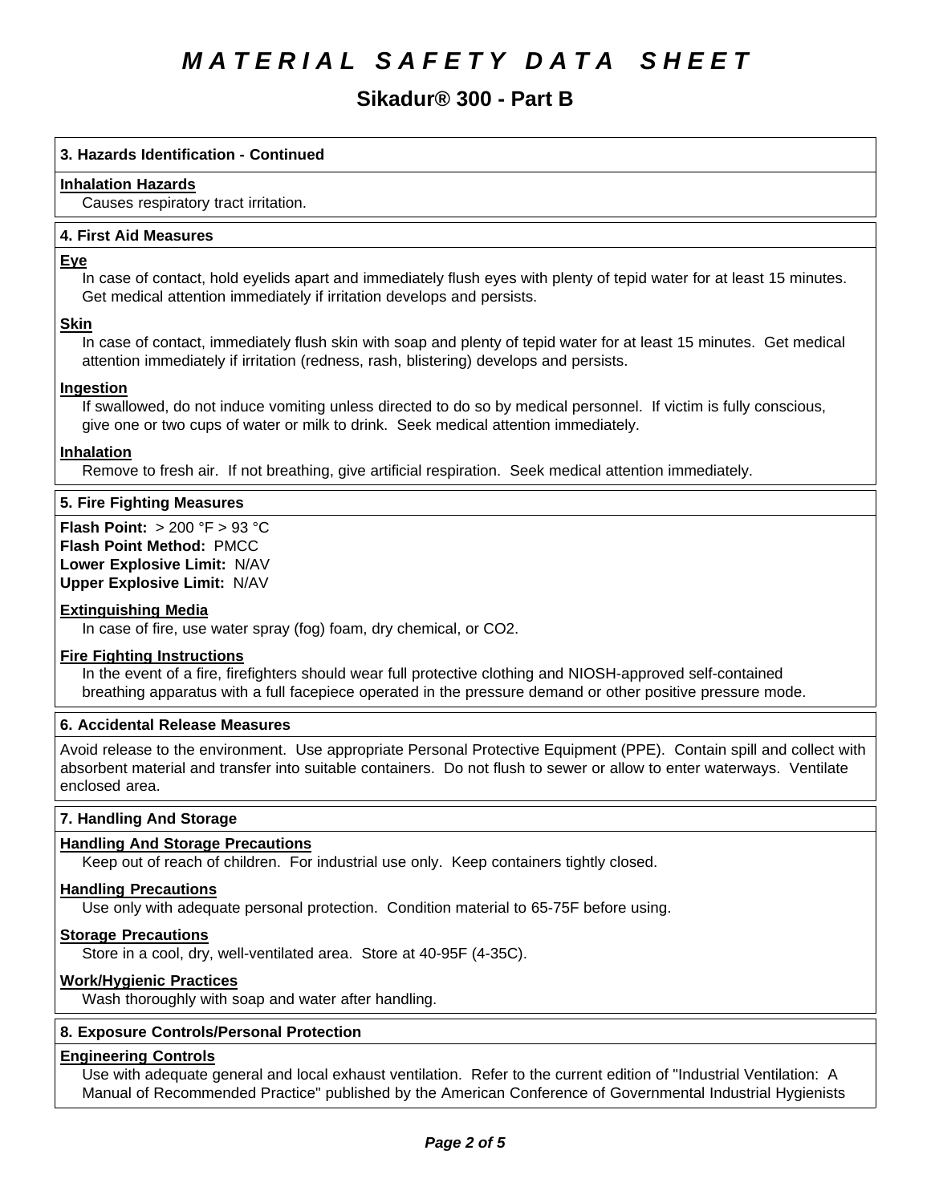## 3. Hazards Identification - Continued

### Inhalation Hazards

Causes respiratory tract irritation.

## 4. First Aid Measures

### Eye

In case of contact, hold eyelids apart and immediately flush eyes with plenty of tepid water for at least 15 minutes. Get medical attention immediately if irritation develops and persists.

### Skin

In case of contact, immediately flush skin with soap and plenty of tepid water for at least 15 minutes. Get medical attention immediately if irritation (redness, rash, blistering) develops and persists.

### Ingestion

If swallowed, do not induce vomiting unless directed to do so by medical personnel. If victim is fully conscious, give one or two cups of water or milk to drink. Seek medical attention immediately.

### Inhalation

Remove to fresh air. If not breathing, give artificial respiration. Seek medical attention immediately.

## 5. Fire Fighting Measures

**Flash Point:** > 200 °F > 93 °C
**Flash Point Method:** PMCC
**Lower Explosive Limit:** N/AV
**Upper Explosive Limit:** N/AV

### Extinguishing Media

In case of fire, use water spray (fog) foam, dry chemical, or $CO_2$.

### Fire Fighting Instructions

In the event of a fire, firefighters should wear full protective clothing and NIOSH-approved self-contained breathing apparatus with a full facepiece operated in the pressure demand or other positive pressure mode.

## 6. Accidental Release Measures

Avoid release to the environment. Use appropriate Personal Protective Equipment (PPE). Contain spill and collect with absorbent material and transfer into suitable containers. Do not flush to sewer or allow to enter waterways. Ventilate enclosed area.

## 7. Handling And Storage

### Handling And Storage Precautions

Keep out of reach of children. For industrial use only. Keep containers tightly closed.

### Handling Precautions

Use only with adequate personal protection. Condition material to 65-75F before using.

### Storage Precautions

Store in a cool, dry, well-ventilated area. Store at 40-95F (4-35C).

### Work/Hygienic Practices

Wash thoroughly with soap and water after handling.

## 8. Exposure Controls/Personal Protection

### Engineering Controls

Use with adequate general and local exhaust ventilation. Refer to the current edition of "Industrial Ventilation: A Manual of Recommended Practice" published by the American Conference of Governmental Industrial Hygienists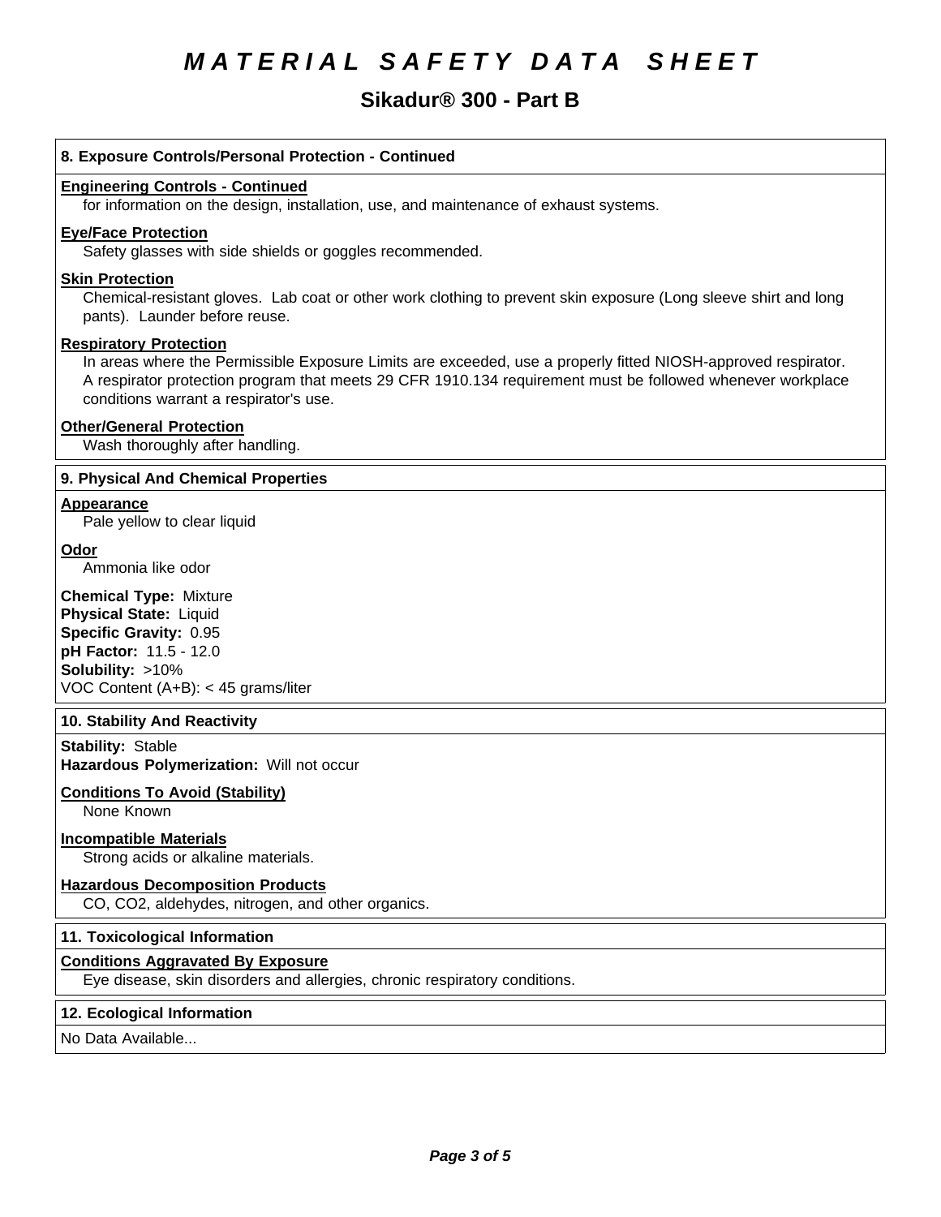# MATERIAL SAFETY DATA SHEET

## Sikadur® 300 - Part B

### 8. Exposure Controls/Personal Protection - Continued

**Engineering Controls - Continued**

for information on the design, installation, use, and maintenance of exhaust systems.

**Eye/Face Protection**

Safety glasses with side shields or goggles recommended.

**Skin Protection**

Chemical-resistant gloves. Lab coat or other work clothing to prevent skin exposure (Long sleeve shirt and long pants). Launder before reuse.

**Respiratory Protection**

In areas where the Permissible Exposure Limits are exceeded, use a properly fitted NIOSH-approved respirator. A respirator protection program that meets 29 CFR 1910.134 requirement must be followed whenever workplace conditions warrant a respirator's use.

**Other/General Protection**

Wash thoroughly after handling.

### 9. Physical And Chemical Properties

**Appearance**

Pale yellow to clear liquid

**Odor**

Ammonia like odor

**Chemical Type:** Mixture
**Physical State:** Liquid
**Specific Gravity:** 0.95
**pH Factor:** 11.5 - 12.0
**Solubility:** >10%
VOC Content (A+B): < 45 grams/liter

### 10. Stability And Reactivity

**Stability:** Stable
**Hazardous Polymerization:** Will not occur

**Conditions To Avoid (Stability)**

None Known

**Incompatible Materials**

Strong acids or alkaline materials.

**Hazardous Decomposition Products**

CO, $CO_2$, aldehydes, nitrogen, and other organics.

### 11. Toxicological Information

**Conditions Aggravated By Exposure**

Eye disease, skin disorders and allergies, chronic respiratory conditions.

### 12. Ecological Information

No Data Available...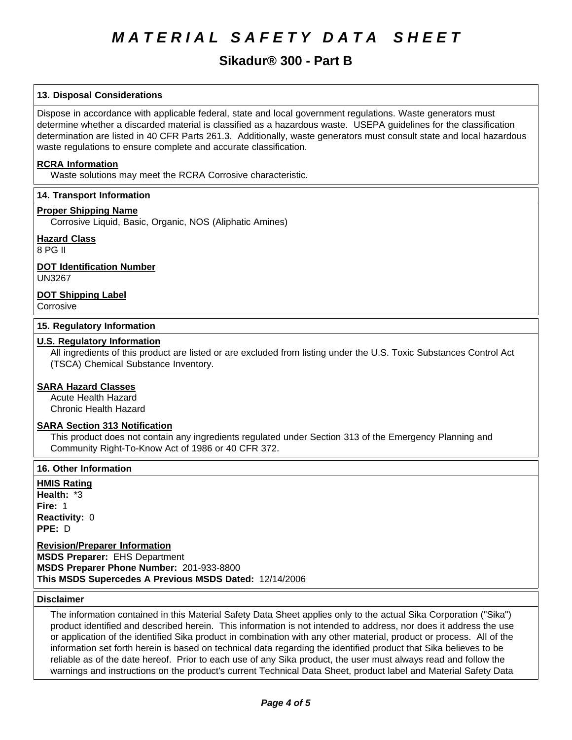# MATERIAL SAFETY DATA SHEET

## Sikadur® 300 - Part B

### 13. Disposal Considerations

Dispose in accordance with applicable federal, state and local government regulations. Waste generators must determine whether a discarded material is classified as a hazardous waste. USEPA guidelines for the classification determination are listed in 40 CFR Parts 261.3. Additionally, waste generators must consult state and local hazardous waste regulations to ensure complete and accurate classification.

**RCRA Information**

Waste solutions may meet the RCRA Corrosive characteristic.

### 14. Transport Information

**Proper Shipping Name**

Corrosive Liquid, Basic, Organic, NOS (Aliphatic Amines)

**Hazard Class**

8 PG II

**DOT Identification Number**

UN3267

**DOT Shipping Label**

Corrosive

### 15. Regulatory Information

**U.S. Regulatory Information**

All ingredients of this product are listed or are excluded from listing under the U.S. Toxic Substances Control Act (TSCA) Chemical Substance Inventory.

**SARA Hazard Classes**

Acute Health Hazard
Chronic Health Hazard

**SARA Section 313 Notification**

This product does not contain any ingredients regulated under Section 313 of the Emergency Planning and Community Right-To-Know Act of 1986 or 40 CFR 372.

### 16. Other Information

**HMIS Rating**

**Health:** *3
**Fire:** 1
**Reactivity:** 0
**PPE:** D

**Revision/Preparer Information**

**MSDS Preparer:** EHS Department
**MSDS Preparer Phone Number:** 201-933-8800
**This MSDS Supercedes A Previous MSDS Dated:** 12/14/2006

### Disclaimer

The information contained in this Material Safety Data Sheet applies only to the actual Sika Corporation ("Sika") product identified and described herein. This information is not intended to address, nor does it address the use or application of the identified Sika product in combination with any other material, product or process. All of the information set forth herein is based on technical data regarding the identified product that Sika believes to be reliable as of the date hereof. Prior to each use of any Sika product, the user must always read and follow the warnings and instructions on the product's current Technical Data Sheet, product label and Material Safety Data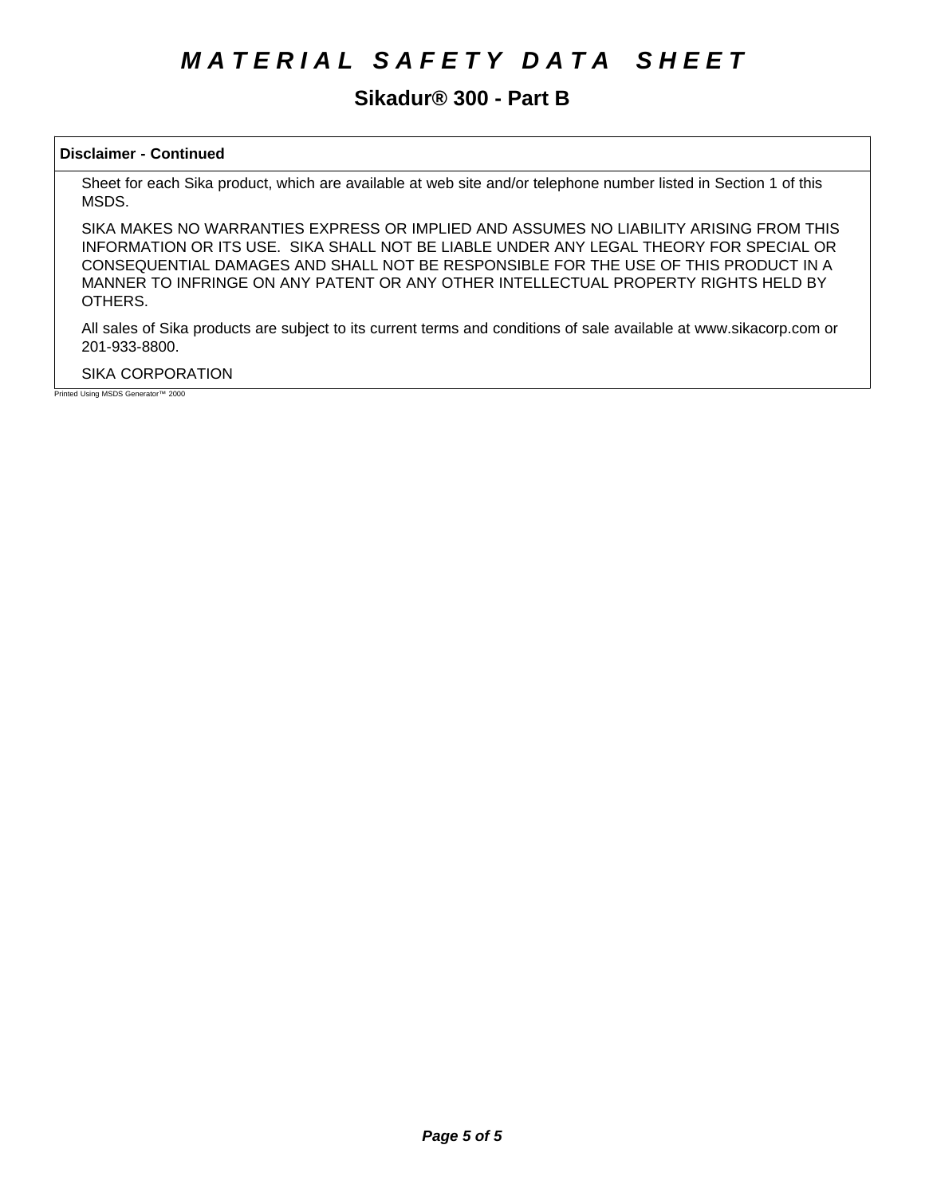**Disclaimer - Continued**

Sheet for each Sika product, which are available at web site and/or telephone number listed in Section 1 of this MSDS.

SIKA MAKES NO WARRANTIES EXPRESS OR IMPLIED AND ASSUMES NO LIABILITY ARISING FROM THIS INFORMATION OR ITS USE. SIKA SHALL NOT BE LIABLE UNDER ANY LEGAL THEORY FOR SPECIAL OR CONSEQUENTIAL DAMAGES AND SHALL NOT BE RESPONSIBLE FOR THE USE OF THIS PRODUCT IN A MANNER TO INFRINGE ON ANY PATENT OR ANY OTHER INTELLECTUAL PROPERTY RIGHTS HELD BY OTHERS.

All sales of Sika products are subject to its current terms and conditions of sale available at www.sikacorp.com or 201-933-8800.

SIKA CORPORATION

Printed Using MSDS Generator™ 2000